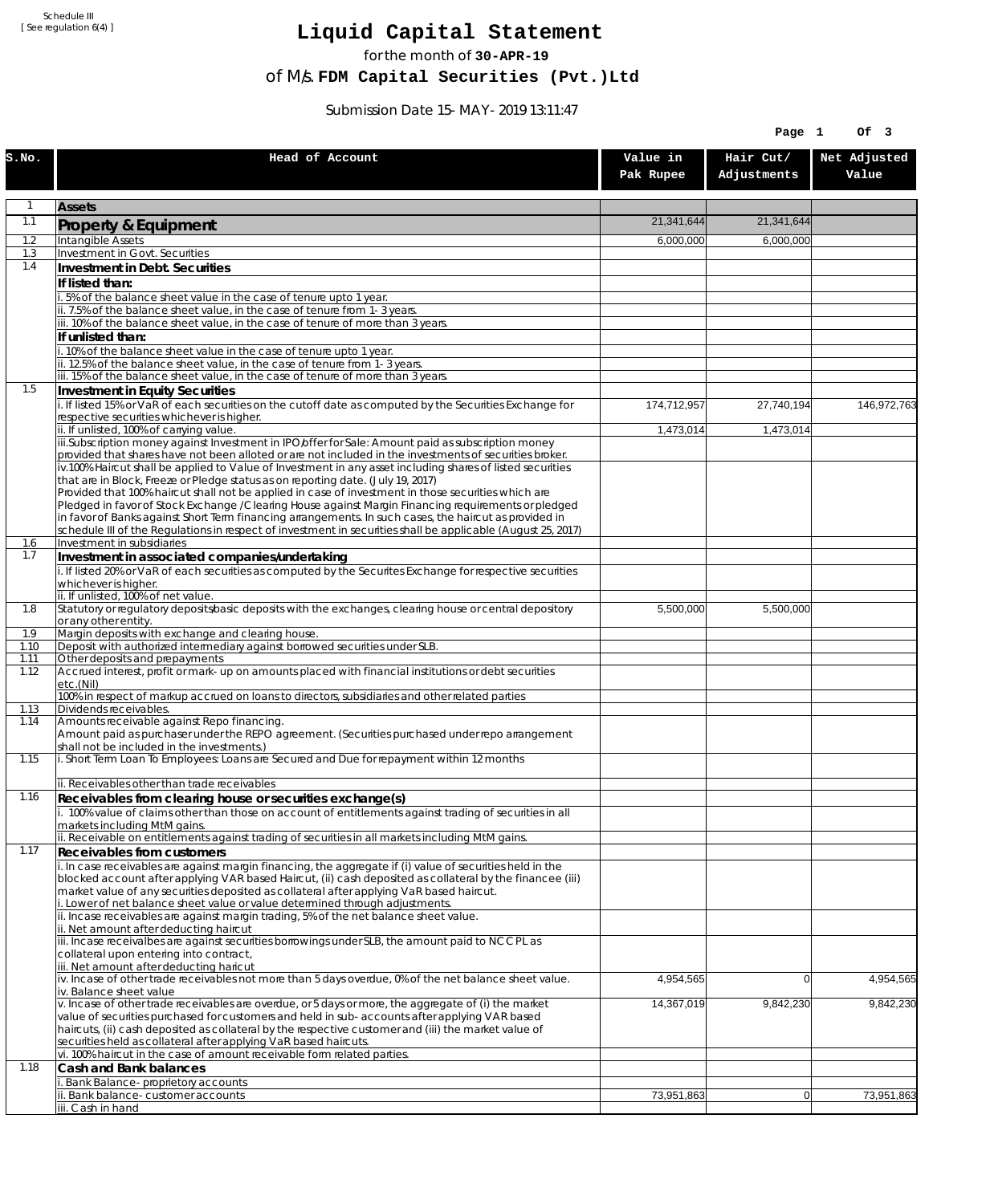Schedule III
[ See regulation 6(4) ]

# Liquid Capital Statement

for the month of **30-APR-19**

of M/s. **FDM Capital Securities (Pvt.)Ltd**

Submission Date 15-MAY-2019 13:11:47

| S.No. | Head of Account | Value in Pak Rupee | Hair Cut/ Adjustments | Net Adjusted Value |
|---|---|---|---|---|
| 1 | **Assets** | | | |
| 1.1 | **Property & Equipment** | 21,341,644 | 21,341,644 | |
| 1.2 | Intangible Assets | 6,000,000 | 6,000,000 | |
| 1.3 | Investment in Govt. Securities | | | |
| 1.4 | **Investment in Debt. Securities** | | | |
| | **If listed than:** | | | |
| | i. 5% of the balance sheet value in the case of tenure upto 1 year. | | | |
| | ii. 7.5% of the balance sheet value, in the case of tenure from 1-3 years. | | | |
| | iii. 10% of the balance sheet value, in the case of tenure of more than 3 years. | | | |
| | **If unlisted than:** | | | |
| | i. 10% of the balance sheet value in the case of tenure upto 1 year. | | | |
| | ii. 12.5% of the balance sheet value, in the case of tenure from 1-3 years. | | | |
| | iii. 15% of the balance sheet value, in the case of tenure of more than 3 years. | | | |
| 1.5 | **Investment in Equity Securities** | | | |
| | i. If listed 15% or VaR of each securities on the cutoff date as computed by the Securities Exchange for respective securities whichever is higher. | 174,712,957 | 27,740,194 | 146,972,763 |
| | ii. If unlisted, 100% of carrying value. | 1,473,014 | 1,473,014 | |
| | iii.Subscription money against Investment in IPO/offer for Sale: Amount paid as subscription money provided that shares have not been alloted or are not included in the investments of securities broker. | | | |
| | iv.100% Haircut shall be applied to Value of Investment in any asset including shares of listed securities that are in Block, Freeze or Pledge status as on reporting date. (July 19, 2017) Provided that 100% haircut shall not be applied in case of investment in those securities which are Pledged in favor of Stock Exchange / Clearing House against Margin Financing requirements or pledged in favor of Banks against Short Term financing arrangements. In such cases, the haircut as provided in schedule III of the Regulations in respect of investment in securities shall be applicable (August 25, 2017) | | | |
| 1.6 | Investment in subsidiaries | | | |
| 1.7 | **Investment in associated companies/undertaking** | | | |
| | i. If listed 20% or VaR of each securities as computed by the Securites Exchange for respective securities whichever is higher. | | | |
| | ii. If unlisted, 100% of net value. | | | |
| 1.8 | Statutory or regulatory deposits/basic deposits with the exchanges, clearing house or central depository or any other entity. | 5,500,000 | 5,500,000 | |
| 1.9 | Margin deposits with exchange and clearing house. | | | |
| 1.10 | Deposit with authorized intermediary against borrowed securities under SLB. | | | |
| 1.11 | Other deposits and prepayments | | | |
| 1.12 | Accrued interest, profit or mark-up on amounts placed with financial institutions or debt securities etc.(Nil) | | | |
| | 100% in respect of markup accrued on loans to directors, subsidiaries and other related parties | | | |
| 1.13 | Dividends receivables. | | | |
| 1.14 | Amounts receivable against Repo financing. Amount paid as purchaser under the REPO agreement. (Securities purchased under repo arrangement shall not be included in the investments.) | | | |
| 1.15 | i. Short Term Loan To Employees: Loans are Secured and Due for repayment within 12 months | | | |
| | ii. Receivables other than trade receivables | | | |
| 1.16 | **Receivables from clearing house or securities exchange(s)** | | | |
| | i. 100% value of claims other than those on account of entitlements against trading of securities in all markets including MtM gains. | | | |
| | ii. Receivable on entitlements against trading of securities in all markets including MtM gains. | | | |
| 1.17 | **Receivables from customers** | | | |
| | i. In case receivables are against margin financing, the aggregate if (i) value of securities held in the blocked account after applying VAR based Haircut, (ii) cash deposited as collateral by the financee (iii) market value of any securities deposited as collateral after applying VaR based haircut. i. Lower of net balance sheet value or value determined through adjustments. | | | |
| | ii. Incase receivables are against margin trading, 5% of the net balance sheet value. ii. Net amount after deducting haircut | | | |
| | iii. Incase receivalbes are against securities borrowings under SLB, the amount paid to NCCPL as collateral upon entering into contract, iii. Net amount after deducting haricut | | | |
| | iv. Incase of other trade receivables not more than 5 days overdue, 0% of the net balance sheet value. iv. Balance sheet value | 4,954,565 | 0 | 4,954,565 |
| | v. Incase of other trade receivables are overdue, or 5 days or more, the aggregate of (i) the market value of securities purchased for customers and held in sub-accounts after applying VAR based haircuts, (ii) cash deposited as collateral by the respective customer and (iii) the market value of securities held as collateral after applying VaR based haircuts. | 14,367,019 | 9,842,230 | 9,842,230 |
| | vi. 100% haircut in the case of amount receivable form related parties. | | | |
| 1.18 | **Cash and Bank balances** | | | |
| | i. Bank Balance-proprietory accounts | | | |
| | ii. Bank balance-customer accounts | 73,951,863 | 0 | 73,951,863 |
| | iii. Cash in hand | | | |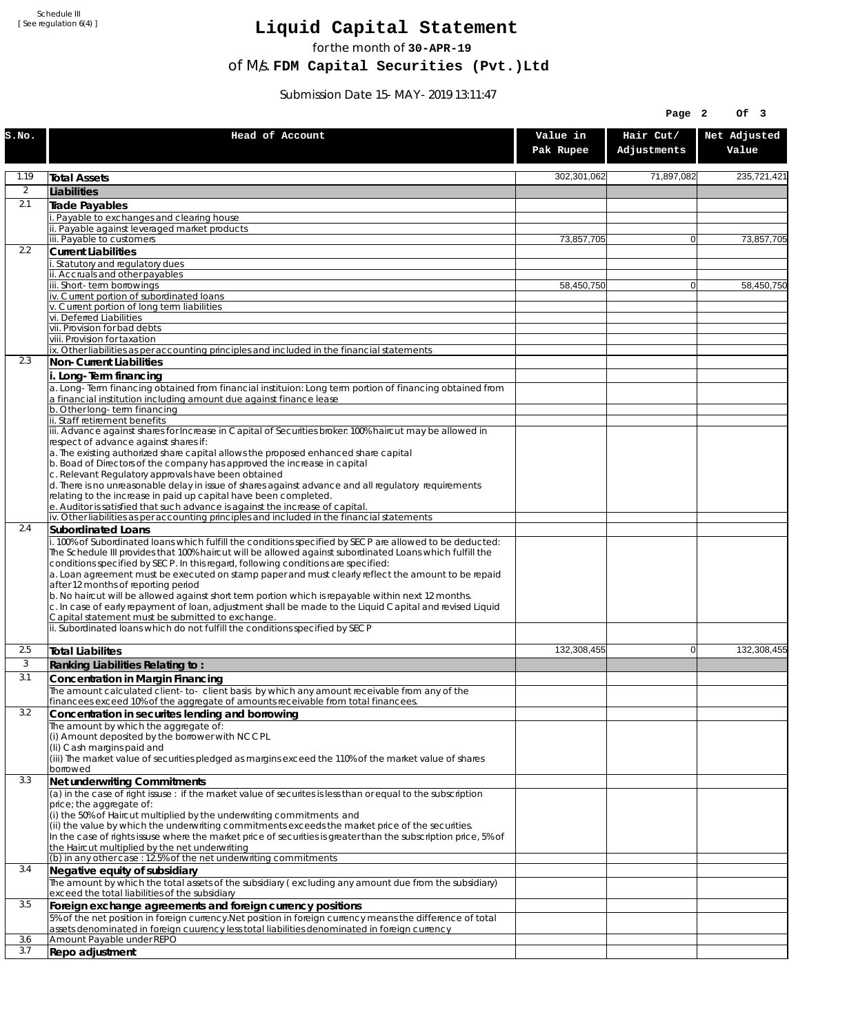Schedule III
[ See regulation 6(4) ]

# Liquid Capital Statement

for the month of **30-APR-19**

of M/s. **FDM Capital Securities (Pvt.)Ltd**

Submission Date 15-MAY-2019 13:11:47

| S.No. | Head of Account | Value in Pak Rupee | Hair Cut/ Adjustments | Net Adjusted Value |
|---|---|---|---|---|
| 1.19 | **Total Assets** | 302,301,062 | 71,897,082 | 235,721,421 |
| 2 | **Liabilities** | | | |
| 2.1 | **Trade Payables** | | | |
| | i. Payable to exchanges and clearing house | | | |
| | ii. Payable against leveraged market products | | | |
| | iii. Payable to customers | 73,857,705 | 0 | 73,857,705 |
| 2.2 | **Current Liabilities** | | | |
| | i. Statutory and regulatory dues | | | |
| | ii. Accruals and other payables | | | |
| | iii. Short-term borrowings | 58,450,750 | 0 | 58,450,750 |
| | iv. Current portion of subordinated loans | | | |
| | v. Current portion of long term liabilities | | | |
| | vi. Deferred Liabilities | | | |
| | vii. Provision for bad debts | | | |
| | viii. Provision for taxation | | | |
| | ix. Other liabilities as per accounting principles and included in the financial statements | | | |
| 2.3 | **Non-Current Liabilities** | | | |
| | **i. Long-Term financing** | | | |
| | a. Long-Term financing obtained from financial instituion: Long term portion of financing obtained from a financial institution including amount due against finance lease | | | |
| | b. Other long-term financing | | | |
| | ii. Staff retirement benefits | | | |
| | iii. Advance against shares for Increase in Capital of Securities broker: 100% haircut may be allowed in respect of advance against shares if:<br>a. The existing authorized share capital allows the proposed enhanced share capital<br>b. Boad of Directors of the company has approved the increase in capital<br>c. Relevant Regulatory approvals have been obtained<br>d. There is no unreasonable delay in issue of shares against advance and all regulatory requirements relating to the increase in paid up capital have been completed.<br>e. Auditor is satisfied that such advance is against the increase of capital. | | | |
| | iv. Other liabilities as per accounting principles and included in the financial statements | | | |
| 2.4 | **Subordinated Loans** | | | |
| | i. 100% of Subordinated loans which fulfill the conditions specified by SECP are allowed to be deducted:<br>The Schedule III provides that 100% haircut will be allowed against subordinated Loans which fulfill the conditions specified by SECP. In this regard, following conditions are specified:<br>a. Loan agreement must be executed on stamp paper and must clearly reflect the amount to be repaid after 12 months of reporting period<br>b. No haircut will be allowed against short term portion which is repayable within next 12 months.<br>c. In case of early repayment of loan, adjustment shall be made to the Liquid Capital and revised Liquid Capital statement must be submitted to exchange. | | | |
| | ii. Subordinated loans which do not fulfill the conditions specified by SECP | | | |
| 2.5 | **Total Liabilites** | 132,308,455 | 0 | 132,308,455 |
| 3 | **Ranking Liabilities Relating to :** | | | |
| 3.1 | **Concentration in Margin Financing** | | | |
| | The amount calculated client-to- client basis by which any amount receivable from any of the financees exceed 10% of the aggregate of amounts receivable from total financees. | | | |
| 3.2 | **Concentration in securites lending and borrowing** | | | |
| | The amount by which the aggregate of:<br>(i) Amount deposited by the borrower with NCCPL<br>(Ii) Cash margins paid and<br>(iii) The market value of securities pledged as margins exceed the 110% of the market value of shares borrowed | | | |
| 3.3 | **Net underwriting Commitments** | | | |
| | (a) in the case of right issuse : if the market value of securites is less than or equal to the subscription price; the aggregate of:<br>(i) the 50% of Haircut multiplied by the underwriting commitments and<br>(ii) the value by which the underwriting commitments exceeds the market price of the securities.<br>In the case of rights issuse where the market price of securities is greater than the subscription price, 5% of the Haircut multiplied by the net underwriting | | | |
| | (b) in any other case : 12.5% of the net underwriting commitments | | | |
| 3.4 | **Negative equity of subsidiary** | | | |
| | The amount by which the total assets of the subsidiary ( excluding any amount due from the subsidiary) exceed the total liabilities of the subsidiary | | | |
| 3.5 | **Foreign exchange agreements and foreign currency positions** | | | |
| | 5% of the net position in foreign currency.Net position in foreign currency means the difference of total assets denominated in foreign cuurency less total liabilities denominated in foreign currency | | | |
| 3.6 | Amount Payable under REPO | | | |
| 3.7 | **Repo adjustment** | | | |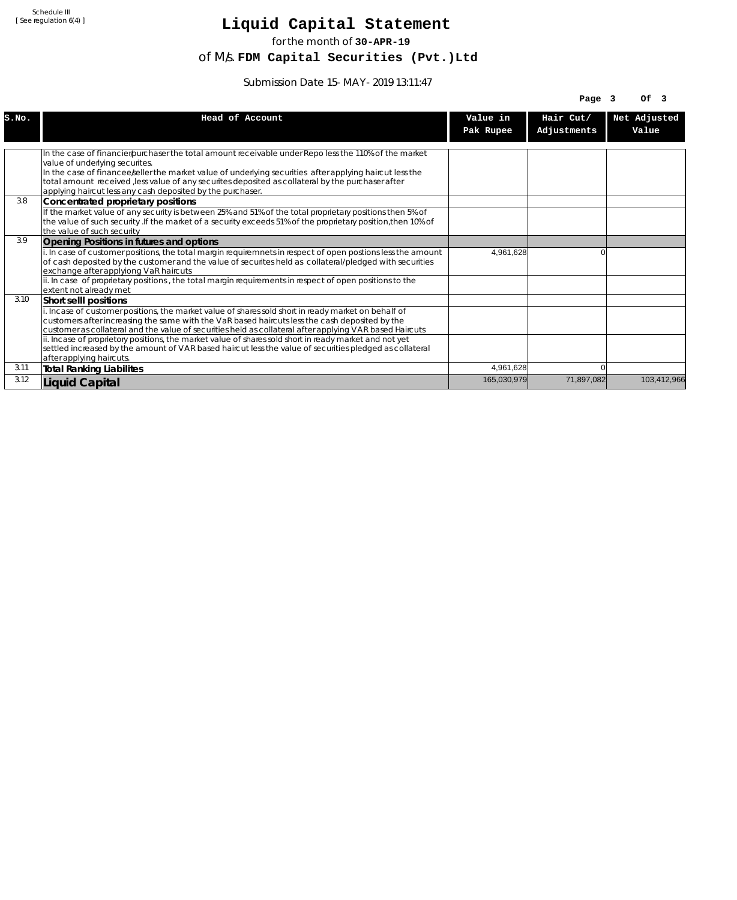Schedule III
[ See regulation 6(4) ]

# Liquid Capital Statement

for the month of **30-APR-19**

of M/s. **FDM Capital Securities (Pvt.)Ltd**

Submission Date 15-MAY-2019 13:11:47

| S.No. | Head of Account | Value in Pak Rupee | Hair Cut/ Adjustments | Net Adjusted Value |
|---|---|---|---|---|
| | In the case of financier/purchaser the total amount receivable under Repo less the 110% of the market value of underlying securites. In the case of financee/seller the market value of underlying securities after applying haircut less the total amount received ,less value of any securites deposited as collateral by the purchaser after applying haircut less any cash deposited by the purchaser. | | | |
| 3.8 | **Concentrated proprietary positions** | | | |
| | If the market value of any security is between 25% and 51% of the total proprietary positions then 5% of the value of such security .If the market of a security exceeds 51% of the proprietary position,then 10% of the value of such security | | | |
| 3.9 | **Opening Positions in futures and options** | | | |
| | i. In case of customer positions, the total margin requiremnets in respect of open postions less the amount of cash deposited by the customer and the value of securites held as collateral/pledged with securities exchange after applyiong VaR haircuts | 4,961,628 | 0 | |
| | ii. In case of proprietary positions , the total margin requirements in respect of open positions to the extent not already met | | | |
| 3.10 | **Short selll positions** | | | |
| | i. Incase of customer positions, the market value of shares sold short in ready market on behalf of customers after increasing the same with the VaR based haircuts less the cash deposited by the customer as collateral and the value of securities held as collateral after applying VAR based Haircuts | | | |
| | ii. Incase of proprietory positions, the market value of shares sold short in ready market and not yet settled increased by the amount of VAR based haircut less the value of securities pledged as collateral after applying haircuts. | | | |
| 3.11 | **Total Ranking Liabilites** | 4,961,628 | 0 | |
| 3.12 | **Liquid Capital** | 165,030,979 | 71,897,082 | 103,412,966 |